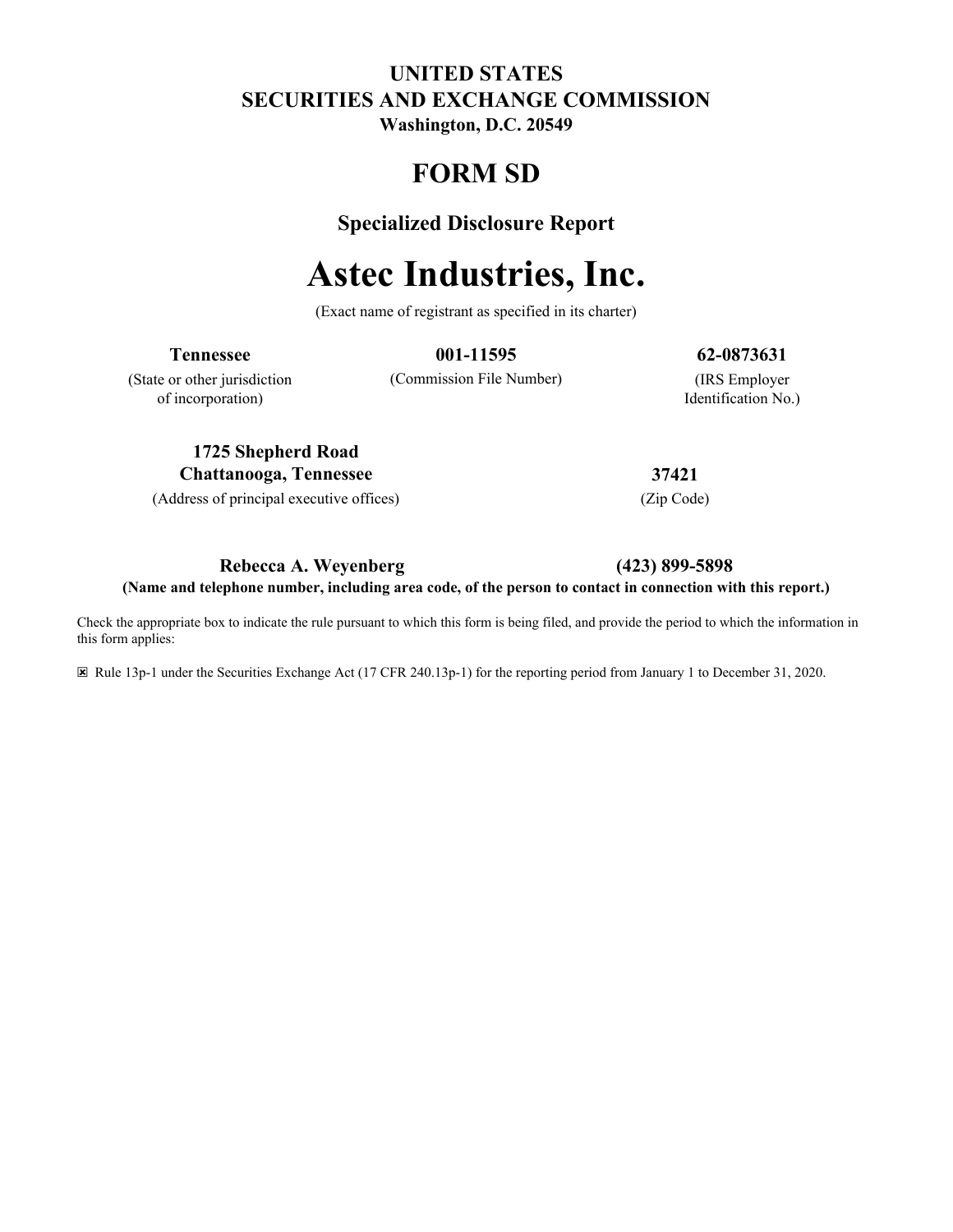**UNITED STATES**
**SECURITIES AND EXCHANGE COMMISSION**
**Washington, D.C. 20549**

# FORM SD

## Specialized Disclosure Report

# Astec Industries, Inc.

(Exact name of registrant as specified in its charter)

| **Tennessee** | **001-11595** | **62-0873631** |
| --- | --- | --- |
| (State or other jurisdiction of incorporation) | (Commission File Number) | (IRS Employer Identification No.) |

| **1725 Shepherd Road Chattanooga, Tennessee** | **37421** |
| --- | --- |
| (Address of principal executive offices) | (Zip Code) |

**Rebecca A. Weyenberg** **(423) 899-5898**

**(Name and telephone number, including area code, of the person to contact in connection with this report.)**

Check the appropriate box to indicate the rule pursuant to which this form is being filed, and provide the period to which the information in this form applies:

☒ Rule 13p-1 under the Securities Exchange Act (17 CFR 240.13p-1) for the reporting period from January 1 to December 31, 2020.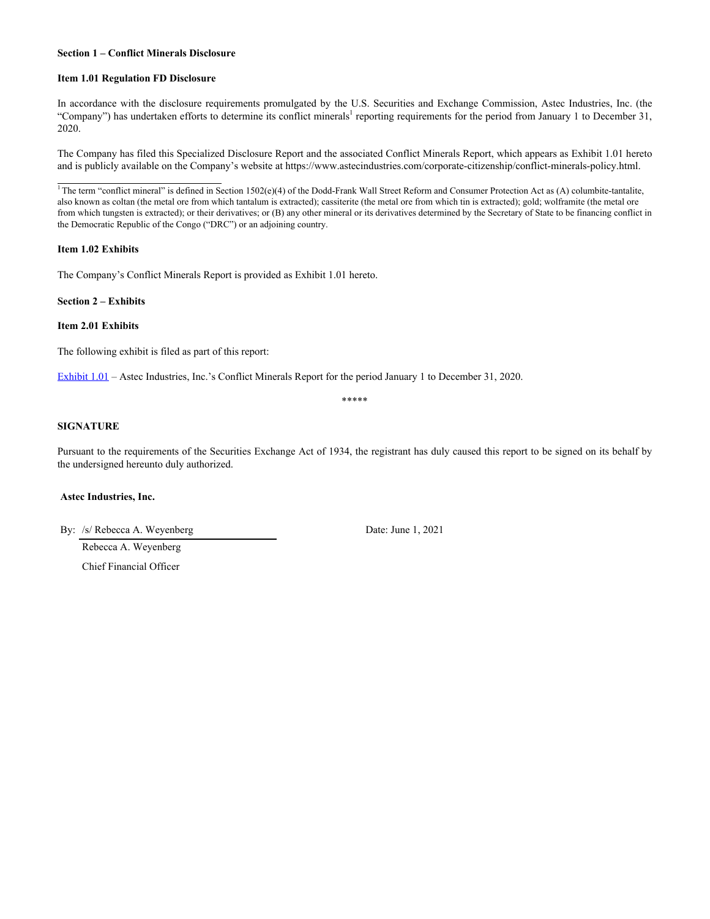**Section 1 – Conflict Minerals Disclosure**

**Item 1.01 Regulation FD Disclosure**

In accordance with the disclosure requirements promulgated by the U.S. Securities and Exchange Commission, Astec Industries, Inc. (the "Company") has undertaken efforts to determine its conflict minerals[1] reporting requirements for the period from January 1 to December 31, 2020.

The Company has filed this Specialized Disclosure Report and the associated Conflict Minerals Report, which appears as Exhibit 1.01 hereto and is publicly available on the Company's website at https://www.astecindustries.com/corporate-citizenship/conflict-minerals-policy.html.

[1] The term "conflict mineral" is defined in Section 1502(e)(4) of the Dodd-Frank Wall Street Reform and Consumer Protection Act as (A) columbite-tantalite, also known as coltan (the metal ore from which tantalum is extracted); cassiterite (the metal ore from which tin is extracted); gold; wolframite (the metal ore from which tungsten is extracted); or their derivatives; or (B) any other mineral or its derivatives determined by the Secretary of State to be financing conflict in the Democratic Republic of the Congo ("DRC") or an adjoining country.

**Item 1.02 Exhibits**

The Company's Conflict Minerals Report is provided as Exhibit 1.01 hereto.

**Section 2 – Exhibits**

**Item 2.01 Exhibits**

The following exhibit is filed as part of this report:

Exhibit 1.01 – Astec Industries, Inc.'s Conflict Minerals Report for the period January 1 to December 31, 2020.

*****

**SIGNATURE**

Pursuant to the requirements of the Securities Exchange Act of 1934, the registrant has duly caused this report to be signed on its behalf by the undersigned hereunto duly authorized.

**Astec Industries, Inc.**

By: /s/ Rebecca A. Weyenberg

Rebecca A. Weyenberg

Chief Financial Officer

Date: June 1, 2021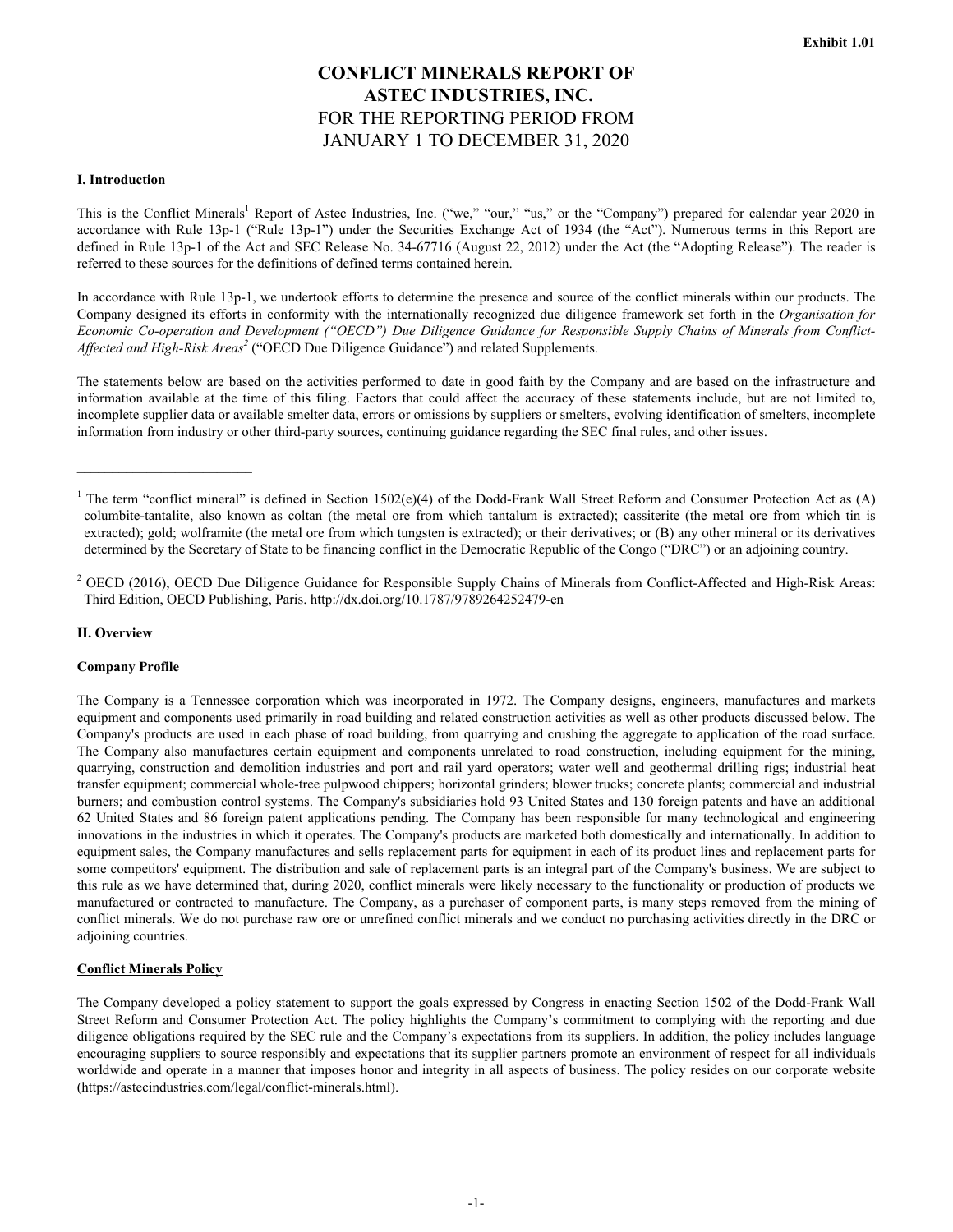**Exhibit 1.01**

# CONFLICT MINERALS REPORT OF ASTEC INDUSTRIES, INC.
# FOR THE REPORTING PERIOD FROM JANUARY 1 TO DECEMBER 31, 2020

**I. Introduction**

This is the Conflict Minerals[1] Report of Astec Industries, Inc. ("we," "our," "us," or the "Company") prepared for calendar year 2020 in accordance with Rule 13p-1 ("Rule 13p-1") under the Securities Exchange Act of 1934 (the "Act"). Numerous terms in this Report are defined in Rule 13p-1 of the Act and SEC Release No. 34-67716 (August 22, 2012) under the Act (the "Adopting Release"). The reader is referred to these sources for the definitions of defined terms contained herein.

In accordance with Rule 13p-1, we undertook efforts to determine the presence and source of the conflict minerals within our products. The Company designed its efforts in conformity with the internationally recognized due diligence framework set forth in the *Organisation for Economic Co-operation and Development ("OECD") Due Diligence Guidance for Responsible Supply Chains of Minerals from Conflict-Affected and High-Risk Areas*[2] ("OECD Due Diligence Guidance") and related Supplements.

The statements below are based on the activities performed to date in good faith by the Company and are based on the infrastructure and information available at the time of this filing. Factors that could affect the accuracy of these statements include, but are not limited to, incomplete supplier data or available smelter data, errors or omissions by suppliers or smelters, evolving identification of smelters, incomplete information from industry or other third-party sources, continuing guidance regarding the SEC final rules, and other issues.

---

[1] The term "conflict mineral" is defined in Section 1502(e)(4) of the Dodd-Frank Wall Street Reform and Consumer Protection Act as (A) columbite-tantalite, also known as coltan (the metal ore from which tantalum is extracted); cassiterite (the metal ore from which tin is extracted); gold; wolframite (the metal ore from which tungsten is extracted); or their derivatives; or (B) any other mineral or its derivatives determined by the Secretary of State to be financing conflict in the Democratic Republic of the Congo ("DRC") or an adjoining country.

[2] OECD (2016), OECD Due Diligence Guidance for Responsible Supply Chains of Minerals from Conflict-Affected and High-Risk Areas: Third Edition, OECD Publishing, Paris. http://dx.doi.org/10.1787/9789264252479-en

**II. Overview**

**Company Profile**

The Company is a Tennessee corporation which was incorporated in 1972. The Company designs, engineers, manufactures and markets equipment and components used primarily in road building and related construction activities as well as other products discussed below. The Company's products are used in each phase of road building, from quarrying and crushing the aggregate to application of the road surface. The Company also manufactures certain equipment and components unrelated to road construction, including equipment for the mining, quarrying, construction and demolition industries and port and rail yard operators; water well and geothermal drilling rigs; industrial heat transfer equipment; commercial whole-tree pulpwood chippers; horizontal grinders; blower trucks; concrete plants; commercial and industrial burners; and combustion control systems. The Company's subsidiaries hold 93 United States and 130 foreign patents and have an additional 62 United States and 86 foreign patent applications pending. The Company has been responsible for many technological and engineering innovations in the industries in which it operates. The Company's products are marketed both domestically and internationally. In addition to equipment sales, the Company manufactures and sells replacement parts for equipment in each of its product lines and replacement parts for some competitors' equipment. The distribution and sale of replacement parts is an integral part of the Company's business. We are subject to this rule as we have determined that, during 2020, conflict minerals were likely necessary to the functionality or production of products we manufactured or contracted to manufacture. The Company, as a purchaser of component parts, is many steps removed from the mining of conflict minerals. We do not purchase raw ore or unrefined conflict minerals and we conduct no purchasing activities directly in the DRC or adjoining countries.

**Conflict Minerals Policy**

The Company developed a policy statement to support the goals expressed by Congress in enacting Section 1502 of the Dodd-Frank Wall Street Reform and Consumer Protection Act. The policy highlights the Company's commitment to complying with the reporting and due diligence obligations required by the SEC rule and the Company's expectations from its suppliers. In addition, the policy includes language encouraging suppliers to source responsibly and expectations that its supplier partners promote an environment of respect for all individuals worldwide and operate in a manner that imposes honor and integrity in all aspects of business. The policy resides on our corporate website (https://astecindustries.com/legal/conflict-minerals.html).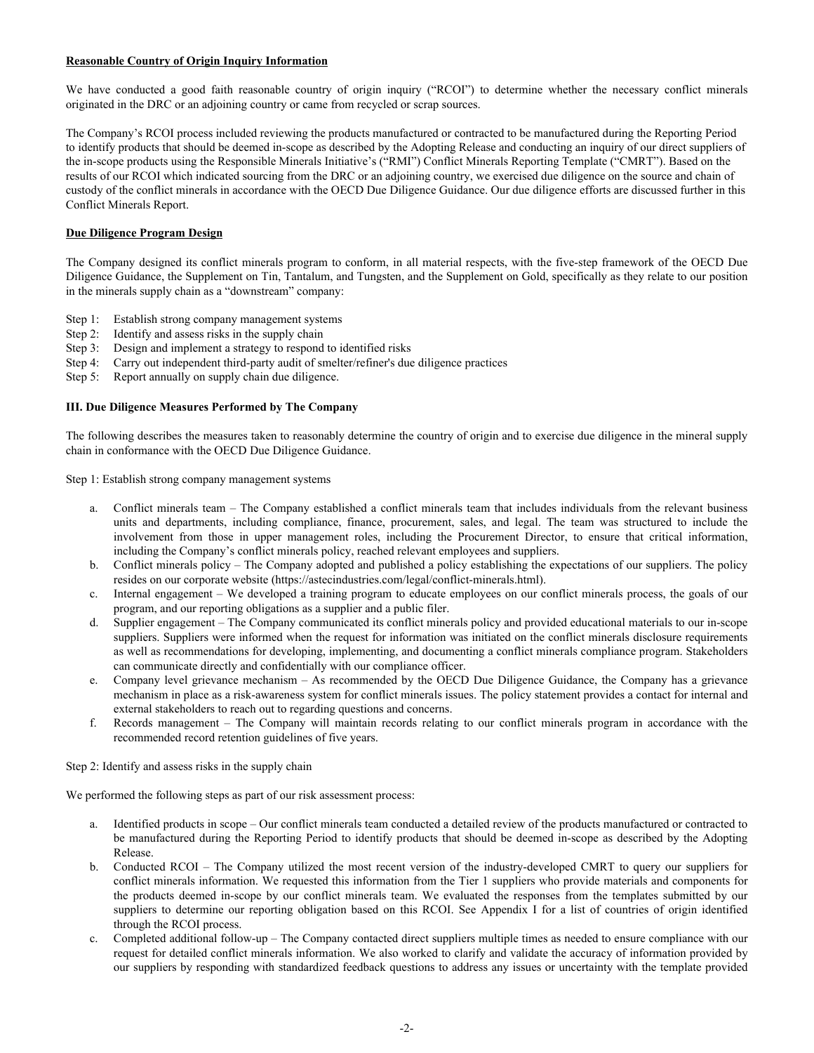**Reasonable Country of Origin Inquiry Information**

We have conducted a good faith reasonable country of origin inquiry ("RCOI") to determine whether the necessary conflict minerals originated in the DRC or an adjoining country or came from recycled or scrap sources.

The Company's RCOI process included reviewing the products manufactured or contracted to be manufactured during the Reporting Period to identify products that should be deemed in-scope as described by the Adopting Release and conducting an inquiry of our direct suppliers of the in-scope products using the Responsible Minerals Initiative's ("RMI") Conflict Minerals Reporting Template ("CMRT"). Based on the results of our RCOI which indicated sourcing from the DRC or an adjoining country, we exercised due diligence on the source and chain of custody of the conflict minerals in accordance with the OECD Due Diligence Guidance. Our due diligence efforts are discussed further in this Conflict Minerals Report.

**Due Diligence Program Design**

The Company designed its conflict minerals program to conform, in all material respects, with the five-step framework of the OECD Due Diligence Guidance, the Supplement on Tin, Tantalum, and Tungsten, and the Supplement on Gold, specifically as they relate to our position in the minerals supply chain as a "downstream" company:

- Step 1: Establish strong company management systems
- Step 2: Identify and assess risks in the supply chain
- Step 3: Design and implement a strategy to respond to identified risks
- Step 4: Carry out independent third-party audit of smelter/refiner's due diligence practices
- Step 5: Report annually on supply chain due diligence.

**III. Due Diligence Measures Performed by The Company**

The following describes the measures taken to reasonably determine the country of origin and to exercise due diligence in the mineral supply chain in conformance with the OECD Due Diligence Guidance.

Step 1: Establish strong company management systems

a. Conflict minerals team – The Company established a conflict minerals team that includes individuals from the relevant business units and departments, including compliance, finance, procurement, sales, and legal. The team was structured to include the involvement from those in upper management roles, including the Procurement Director, to ensure that critical information, including the Company's conflict minerals policy, reached relevant employees and suppliers.
b. Conflict minerals policy – The Company adopted and published a policy establishing the expectations of our suppliers. The policy resides on our corporate website (https://astecindustries.com/legal/conflict-minerals.html).
c. Internal engagement – We developed a training program to educate employees on our conflict minerals process, the goals of our program, and our reporting obligations as a supplier and a public filer.
d. Supplier engagement – The Company communicated its conflict minerals policy and provided educational materials to our in-scope suppliers. Suppliers were informed when the request for information was initiated on the conflict minerals disclosure requirements as well as recommendations for developing, implementing, and documenting a conflict minerals compliance program. Stakeholders can communicate directly and confidentially with our compliance officer.
e. Company level grievance mechanism – As recommended by the OECD Due Diligence Guidance, the Company has a grievance mechanism in place as a risk-awareness system for conflict minerals issues. The policy statement provides a contact for internal and external stakeholders to reach out to regarding questions and concerns.
f. Records management – The Company will maintain records relating to our conflict minerals program in accordance with the recommended record retention guidelines of five years.

Step 2: Identify and assess risks in the supply chain

We performed the following steps as part of our risk assessment process:

a. Identified products in scope – Our conflict minerals team conducted a detailed review of the products manufactured or contracted to be manufactured during the Reporting Period to identify products that should be deemed in-scope as described by the Adopting Release.
b. Conducted RCOI – The Company utilized the most recent version of the industry-developed CMRT to query our suppliers for conflict minerals information. We requested this information from the Tier 1 suppliers who provide materials and components for the products deemed in-scope by our conflict minerals team. We evaluated the responses from the templates submitted by our suppliers to determine our reporting obligation based on this RCOI. See Appendix I for a list of countries of origin identified through the RCOI process.
c. Completed additional follow-up – The Company contacted direct suppliers multiple times as needed to ensure compliance with our request for detailed conflict minerals information. We also worked to clarify and validate the accuracy of information provided by our suppliers by responding with standardized feedback questions to address any issues or uncertainty with the template provided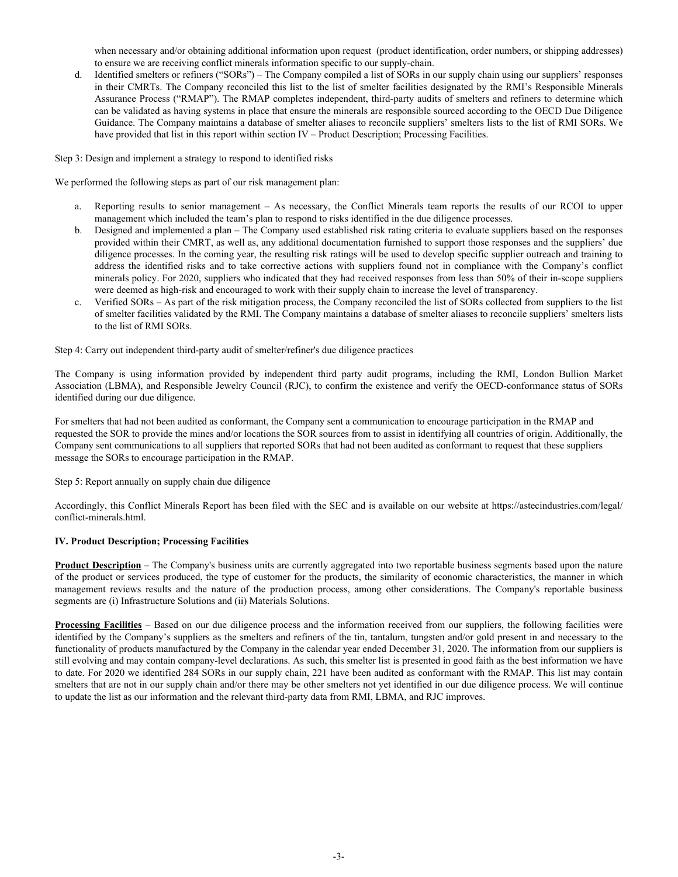when necessary and/or obtaining additional information upon request (product identification, order numbers, or shipping addresses) to ensure we are receiving conflict minerals information specific to our supply-chain.

d. Identified smelters or refiners ("SORs") – The Company compiled a list of SORs in our supply chain using our suppliers' responses in their CMRTs. The Company reconciled this list to the list of smelter facilities designated by the RMI's Responsible Minerals Assurance Process ("RMAP"). The RMAP completes independent, third-party audits of smelters and refiners to determine which can be validated as having systems in place that ensure the minerals are responsible sourced according to the OECD Due Diligence Guidance. The Company maintains a database of smelter aliases to reconcile suppliers' smelters lists to the list of RMI SORs. We have provided that list in this report within section IV – Product Description; Processing Facilities.

Step 3: Design and implement a strategy to respond to identified risks

We performed the following steps as part of our risk management plan:

a. Reporting results to senior management – As necessary, the Conflict Minerals team reports the results of our RCOI to upper management which included the team's plan to respond to risks identified in the due diligence processes.
b. Designed and implemented a plan – The Company used established risk rating criteria to evaluate suppliers based on the responses provided within their CMRT, as well as, any additional documentation furnished to support those responses and the suppliers' due diligence processes. In the coming year, the resulting risk ratings will be used to develop specific supplier outreach and training to address the identified risks and to take corrective actions with suppliers found not in compliance with the Company's conflict minerals policy. For 2020, suppliers who indicated that they had received responses from less than 50% of their in-scope suppliers were deemed as high-risk and encouraged to work with their supply chain to increase the level of transparency.
c. Verified SORs – As part of the risk mitigation process, the Company reconciled the list of SORs collected from suppliers to the list of smelter facilities validated by the RMI. The Company maintains a database of smelter aliases to reconcile suppliers' smelters lists to the list of RMI SORs.

Step 4: Carry out independent third-party audit of smelter/refiner's due diligence practices

The Company is using information provided by independent third party audit programs, including the RMI, London Bullion Market Association (LBMA), and Responsible Jewelry Council (RJC), to confirm the existence and verify the OECD-conformance status of SORs identified during our due diligence.

For smelters that had not been audited as conformant, the Company sent a communication to encourage participation in the RMAP and requested the SOR to provide the mines and/or locations the SOR sources from to assist in identifying all countries of origin. Additionally, the Company sent communications to all suppliers that reported SORs that had not been audited as conformant to request that these suppliers message the SORs to encourage participation in the RMAP.

Step 5: Report annually on supply chain due diligence

Accordingly, this Conflict Minerals Report has been filed with the SEC and is available on our website at https://astecindustries.com/legal/conflict-minerals.html.

**IV. Product Description; Processing Facilities**

**Product Description** – The Company's business units are currently aggregated into two reportable business segments based upon the nature of the product or services produced, the type of customer for the products, the similarity of economic characteristics, the manner in which management reviews results and the nature of the production process, among other considerations. The Company's reportable business segments are (i) Infrastructure Solutions and (ii) Materials Solutions.

**Processing Facilities** – Based on our due diligence process and the information received from our suppliers, the following facilities were identified by the Company's suppliers as the smelters and refiners of the tin, tantalum, tungsten and/or gold present in and necessary to the functionality of products manufactured by the Company in the calendar year ended December 31, 2020. The information from our suppliers is still evolving and may contain company-level declarations. As such, this smelter list is presented in good faith as the best information we have to date. For 2020 we identified 284 SORs in our supply chain, 221 have been audited as conformant with the RMAP. This list may contain smelters that are not in our supply chain and/or there may be other smelters not yet identified in our due diligence process. We will continue to update the list as our information and the relevant third-party data from RMI, LBMA, and RJC improves.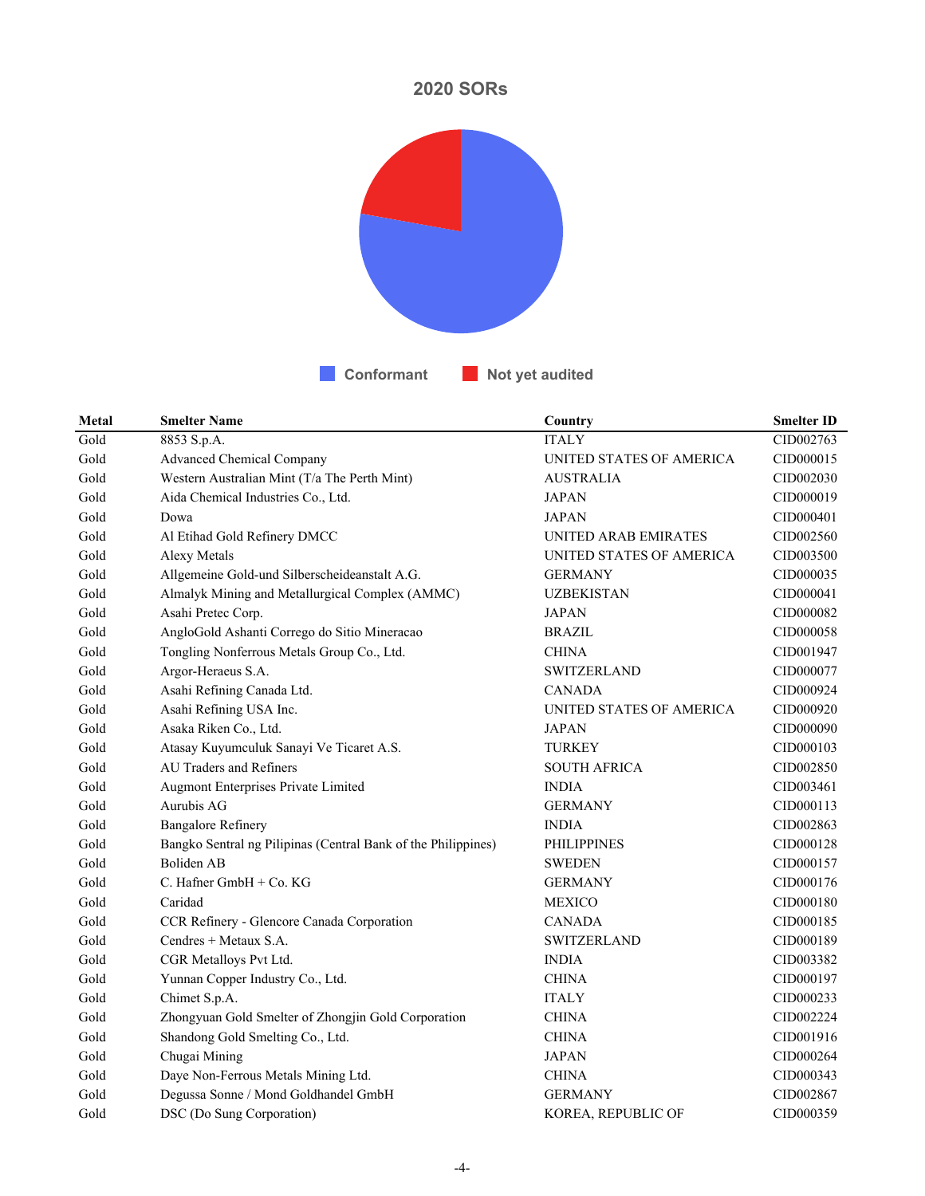## 2020 SORs

Conformant | Not yet audited

| Metal | Smelter Name | Country | Smelter ID |
|---|---|---|---|
| Gold | 8853 S.p.A. | ITALY | CID002763 |
| Gold | Advanced Chemical Company | UNITED STATES OF AMERICA | CID000015 |
| Gold | Western Australian Mint (T/a The Perth Mint) | AUSTRALIA | CID002030 |
| Gold | Aida Chemical Industries Co., Ltd. | JAPAN | CID000019 |
| Gold | Dowa | JAPAN | CID000401 |
| Gold | Al Etihad Gold Refinery DMCC | UNITED ARAB EMIRATES | CID002560 |
| Gold | Alexy Metals | UNITED STATES OF AMERICA | CID003500 |
| Gold | Allgemeine Gold-und Silberscheideanstalt A.G. | GERMANY | CID000035 |
| Gold | Almalyk Mining and Metallurgical Complex (AMMC) | UZBEKISTAN | CID000041 |
| Gold | Asahi Pretec Corp. | JAPAN | CID000082 |
| Gold | AngloGold Ashanti Corrego do Sitio Mineracao | BRAZIL | CID000058 |
| Gold | Tongling Nonferrous Metals Group Co., Ltd. | CHINA | CID001947 |
| Gold | Argor-Heraeus S.A. | SWITZERLAND | CID000077 |
| Gold | Asahi Refining Canada Ltd. | CANADA | CID000924 |
| Gold | Asahi Refining USA Inc. | UNITED STATES OF AMERICA | CID000920 |
| Gold | Asaka Riken Co., Ltd. | JAPAN | CID000090 |
| Gold | Atasay Kuyumculuk Sanayi Ve Ticaret A.S. | TURKEY | CID000103 |
| Gold | AU Traders and Refiners | SOUTH AFRICA | CID002850 |
| Gold | Augmont Enterprises Private Limited | INDIA | CID003461 |
| Gold | Aurubis AG | GERMANY | CID000113 |
| Gold | Bangalore Refinery | INDIA | CID002863 |
| Gold | Bangko Sentral ng Pilipinas (Central Bank of the Philippines) | PHILIPPINES | CID000128 |
| Gold | Boliden AB | SWEDEN | CID000157 |
| Gold | C. Hafner GmbH + Co. KG | GERMANY | CID000176 |
| Gold | Caridad | MEXICO | CID000180 |
| Gold | CCR Refinery - Glencore Canada Corporation | CANADA | CID000185 |
| Gold | Cendres + Metaux S.A. | SWITZERLAND | CID000189 |
| Gold | CGR Metalloys Pvt Ltd. | INDIA | CID003382 |
| Gold | Yunnan Copper Industry Co., Ltd. | CHINA | CID000197 |
| Gold | Chimet S.p.A. | ITALY | CID000233 |
| Gold | Zhongyuan Gold Smelter of Zhongjin Gold Corporation | CHINA | CID002224 |
| Gold | Shandong Gold Smelting Co., Ltd. | CHINA | CID001916 |
| Gold | Chugai Mining | JAPAN | CID000264 |
| Gold | Daye Non-Ferrous Metals Mining Ltd. | CHINA | CID000343 |
| Gold | Degussa Sonne / Mond Goldhandel GmbH | GERMANY | CID002867 |
| Gold | DSC (Do Sung Corporation) | KOREA, REPUBLIC OF | CID000359 |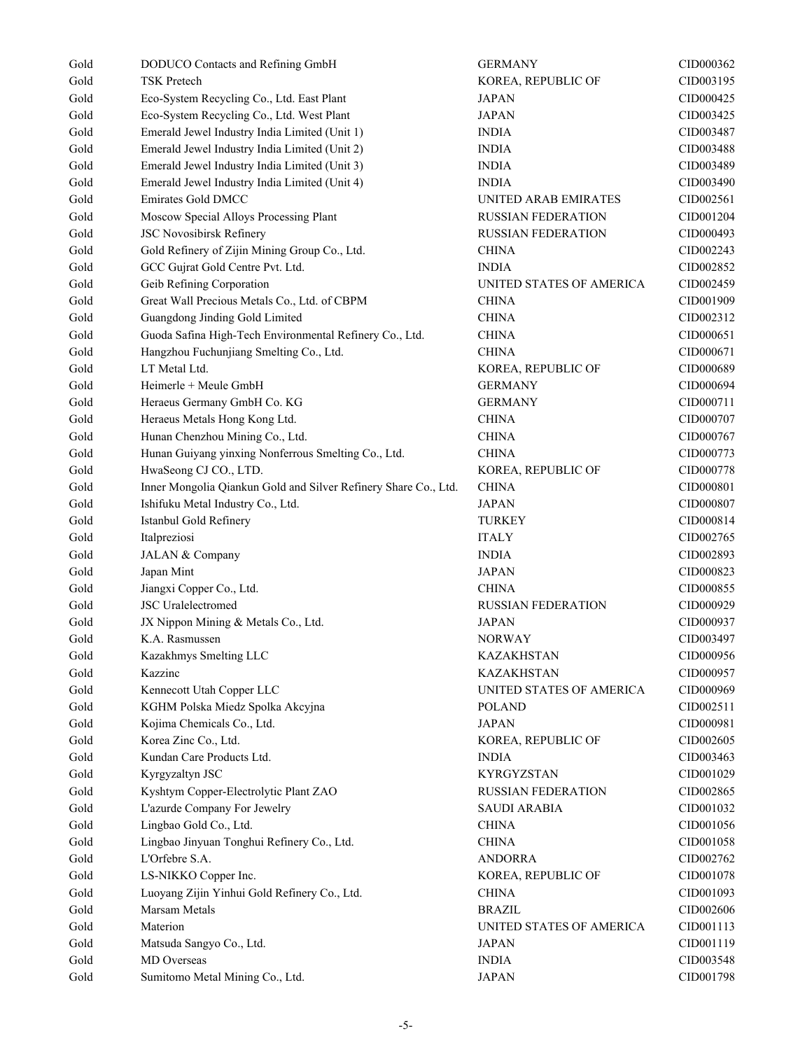| Gold | DODUCO Contacts and Refining GmbH | GERMANY | CID000362 |
|---|---|---|---|
| Gold | TSK Pretech | KOREA, REPUBLIC OF | CID003195 |
| Gold | Eco-System Recycling Co., Ltd. East Plant | JAPAN | CID000425 |
| Gold | Eco-System Recycling Co., Ltd. West Plant | JAPAN | CID003425 |
| Gold | Emerald Jewel Industry India Limited (Unit 1) | INDIA | CID003487 |
| Gold | Emerald Jewel Industry India Limited (Unit 2) | INDIA | CID003488 |
| Gold | Emerald Jewel Industry India Limited (Unit 3) | INDIA | CID003489 |
| Gold | Emerald Jewel Industry India Limited (Unit 4) | INDIA | CID003490 |
| Gold | Emirates Gold DMCC | UNITED ARAB EMIRATES | CID002561 |
| Gold | Moscow Special Alloys Processing Plant | RUSSIAN FEDERATION | CID001204 |
| Gold | JSC Novosibirsk Refinery | RUSSIAN FEDERATION | CID000493 |
| Gold | Gold Refinery of Zijin Mining Group Co., Ltd. | CHINA | CID002243 |
| Gold | GCC Gujrat Gold Centre Pvt. Ltd. | INDIA | CID002852 |
| Gold | Geib Refining Corporation | UNITED STATES OF AMERICA | CID002459 |
| Gold | Great Wall Precious Metals Co., Ltd. of CBPM | CHINA | CID001909 |
| Gold | Guangdong Jinding Gold Limited | CHINA | CID002312 |
| Gold | Guoda Safina High-Tech Environmental Refinery Co., Ltd. | CHINA | CID000651 |
| Gold | Hangzhou Fuchunjiang Smelting Co., Ltd. | CHINA | CID000671 |
| Gold | LT Metal Ltd. | KOREA, REPUBLIC OF | CID000689 |
| Gold | Heimerle + Meule GmbH | GERMANY | CID000694 |
| Gold | Heraeus Germany GmbH Co. KG | GERMANY | CID000711 |
| Gold | Heraeus Metals Hong Kong Ltd. | CHINA | CID000707 |
| Gold | Hunan Chenzhou Mining Co., Ltd. | CHINA | CID000767 |
| Gold | Hunan Guiyang yinxing Nonferrous Smelting Co., Ltd. | CHINA | CID000773 |
| Gold | HwaSeong CJ CO., LTD. | KOREA, REPUBLIC OF | CID000778 |
| Gold | Inner Mongolia Qiankun Gold and Silver Refinery Share Co., Ltd. | CHINA | CID000801 |
| Gold | Ishifuku Metal Industry Co., Ltd. | JAPAN | CID000807 |
| Gold | Istanbul Gold Refinery | TURKEY | CID000814 |
| Gold | Italpreziosi | ITALY | CID002765 |
| Gold | JALAN & Company | INDIA | CID002893 |
| Gold | Japan Mint | JAPAN | CID000823 |
| Gold | Jiangxi Copper Co., Ltd. | CHINA | CID000855 |
| Gold | JSC Uralelectromed | RUSSIAN FEDERATION | CID000929 |
| Gold | JX Nippon Mining & Metals Co., Ltd. | JAPAN | CID000937 |
| Gold | K.A. Rasmussen | NORWAY | CID003497 |
| Gold | Kazakhmys Smelting LLC | KAZAKHSTAN | CID000956 |
| Gold | Kazzinc | KAZAKHSTAN | CID000957 |
| Gold | Kennecott Utah Copper LLC | UNITED STATES OF AMERICA | CID000969 |
| Gold | KGHM Polska Miedz Spolka Akcyjna | POLAND | CID002511 |
| Gold | Kojima Chemicals Co., Ltd. | JAPAN | CID000981 |
| Gold | Korea Zinc Co., Ltd. | KOREA, REPUBLIC OF | CID002605 |
| Gold | Kundan Care Products Ltd. | INDIA | CID003463 |
| Gold | Kyrgyzaltyn JSC | KYRGYZSTAN | CID001029 |
| Gold | Kyshtym Copper-Electrolytic Plant ZAO | RUSSIAN FEDERATION | CID002865 |
| Gold | L'azurde Company For Jewelry | SAUDI ARABIA | CID001032 |
| Gold | Lingbao Gold Co., Ltd. | CHINA | CID001056 |
| Gold | Lingbao Jinyuan Tonghui Refinery Co., Ltd. | CHINA | CID001058 |
| Gold | L'Orfebre S.A. | ANDORRA | CID002762 |
| Gold | LS-NIKKO Copper Inc. | KOREA, REPUBLIC OF | CID001078 |
| Gold | Luoyang Zijin Yinhui Gold Refinery Co., Ltd. | CHINA | CID001093 |
| Gold | Marsam Metals | BRAZIL | CID002606 |
| Gold | Materion | UNITED STATES OF AMERICA | CID001113 |
| Gold | Matsuda Sangyo Co., Ltd. | JAPAN | CID001119 |
| Gold | MD Overseas | INDIA | CID003548 |
| Gold | Sumitomo Metal Mining Co., Ltd. | JAPAN | CID001798 |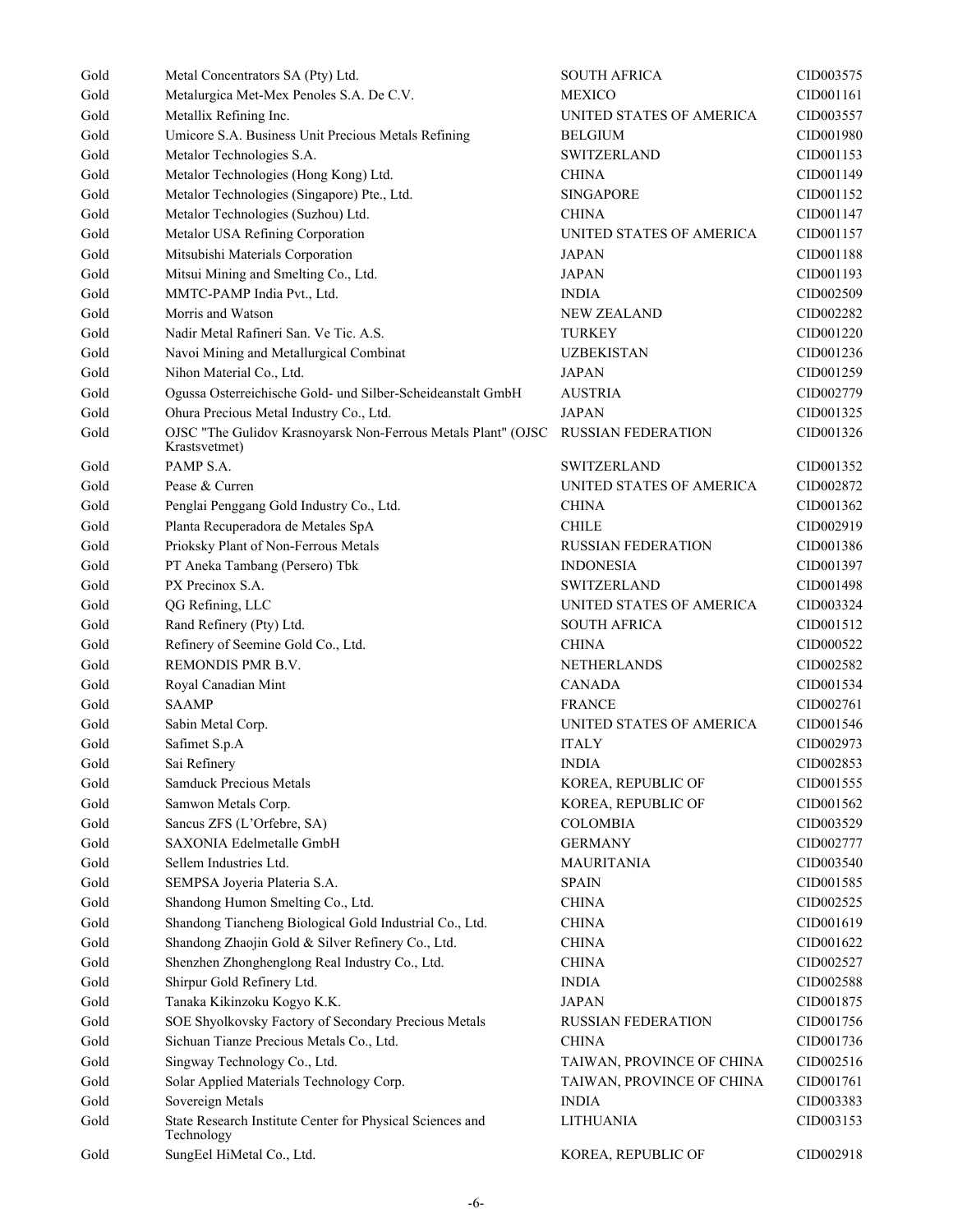| | | | |
|---|---|---|---|
| Gold | Metal Concentrators SA (Pty) Ltd. | SOUTH AFRICA | CID003575 |
| Gold | Metalurgica Met-Mex Penoles S.A. De C.V. | MEXICO | CID001161 |
| Gold | Metallix Refining Inc. | UNITED STATES OF AMERICA | CID003557 |
| Gold | Umicore S.A. Business Unit Precious Metals Refining | BELGIUM | CID001980 |
| Gold | Metalor Technologies S.A. | SWITZERLAND | CID001153 |
| Gold | Metalor Technologies (Hong Kong) Ltd. | CHINA | CID001149 |
| Gold | Metalor Technologies (Singapore) Pte., Ltd. | SINGAPORE | CID001152 |
| Gold | Metalor Technologies (Suzhou) Ltd. | CHINA | CID001147 |
| Gold | Metalor USA Refining Corporation | UNITED STATES OF AMERICA | CID001157 |
| Gold | Mitsubishi Materials Corporation | JAPAN | CID001188 |
| Gold | Mitsui Mining and Smelting Co., Ltd. | JAPAN | CID001193 |
| Gold | MMTC-PAMP India Pvt., Ltd. | INDIA | CID002509 |
| Gold | Morris and Watson | NEW ZEALAND | CID002282 |
| Gold | Nadir Metal Rafineri San. Ve Tic. A.S. | TURKEY | CID001220 |
| Gold | Navoi Mining and Metallurgical Combinat | UZBEKISTAN | CID001236 |
| Gold | Nihon Material Co., Ltd. | JAPAN | CID001259 |
| Gold | Ogussa Osterreichische Gold- und Silber-Scheideanstalt GmbH | AUSTRIA | CID002779 |
| Gold | Ohura Precious Metal Industry Co., Ltd. | JAPAN | CID001325 |
| Gold | OJSC "The Gulidov Krasnoyarsk Non-Ferrous Metals Plant" (OJSC Krastsvetmet) | RUSSIAN FEDERATION | CID001326 |
| Gold | PAMP S.A. | SWITZERLAND | CID001352 |
| Gold | Pease & Curren | UNITED STATES OF AMERICA | CID002872 |
| Gold | Penglai Penggang Gold Industry Co., Ltd. | CHINA | CID001362 |
| Gold | Planta Recuperadora de Metales SpA | CHILE | CID002919 |
| Gold | Prioksky Plant of Non-Ferrous Metals | RUSSIAN FEDERATION | CID001386 |
| Gold | PT Aneka Tambang (Persero) Tbk | INDONESIA | CID001397 |
| Gold | PX Precinox S.A. | SWITZERLAND | CID001498 |
| Gold | QG Refining, LLC | UNITED STATES OF AMERICA | CID003324 |
| Gold | Rand Refinery (Pty) Ltd. | SOUTH AFRICA | CID001512 |
| Gold | Refinery of Seemine Gold Co., Ltd. | CHINA | CID000522 |
| Gold | REMONDIS PMR B.V. | NETHERLANDS | CID002582 |
| Gold | Royal Canadian Mint | CANADA | CID001534 |
| Gold | SAAMP | FRANCE | CID002761 |
| Gold | Sabin Metal Corp. | UNITED STATES OF AMERICA | CID001546 |
| Gold | Safimet S.p.A | ITALY | CID002973 |
| Gold | Sai Refinery | INDIA | CID002853 |
| Gold | Samduck Precious Metals | KOREA, REPUBLIC OF | CID001555 |
| Gold | Samwon Metals Corp. | KOREA, REPUBLIC OF | CID001562 |
| Gold | Sancus ZFS (L'Orfebre, SA) | COLOMBIA | CID003529 |
| Gold | SAXONIA Edelmetalle GmbH | GERMANY | CID002777 |
| Gold | Sellem Industries Ltd. | MAURITANIA | CID003540 |
| Gold | SEMPSA Joyeria Plateria S.A. | SPAIN | CID001585 |
| Gold | Shandong Humon Smelting Co., Ltd. | CHINA | CID002525 |
| Gold | Shandong Tiancheng Biological Gold Industrial Co., Ltd. | CHINA | CID001619 |
| Gold | Shandong Zhaojin Gold & Silver Refinery Co., Ltd. | CHINA | CID001622 |
| Gold | Shenzhen Zhonghenglong Real Industry Co., Ltd. | CHINA | CID002527 |
| Gold | Shirpur Gold Refinery Ltd. | INDIA | CID002588 |
| Gold | Tanaka Kikinzoku Kogyo K.K. | JAPAN | CID001875 |
| Gold | SOE Shyolkovsky Factory of Secondary Precious Metals | RUSSIAN FEDERATION | CID001756 |
| Gold | Sichuan Tianze Precious Metals Co., Ltd. | CHINA | CID001736 |
| Gold | Singway Technology Co., Ltd. | TAIWAN, PROVINCE OF CHINA | CID002516 |
| Gold | Solar Applied Materials Technology Corp. | TAIWAN, PROVINCE OF CHINA | CID001761 |
| Gold | Sovereign Metals | INDIA | CID003383 |
| Gold | State Research Institute Center for Physical Sciences and Technology | LITHUANIA | CID003153 |
| Gold | SungEel HiMetal Co., Ltd. | KOREA, REPUBLIC OF | CID002918 |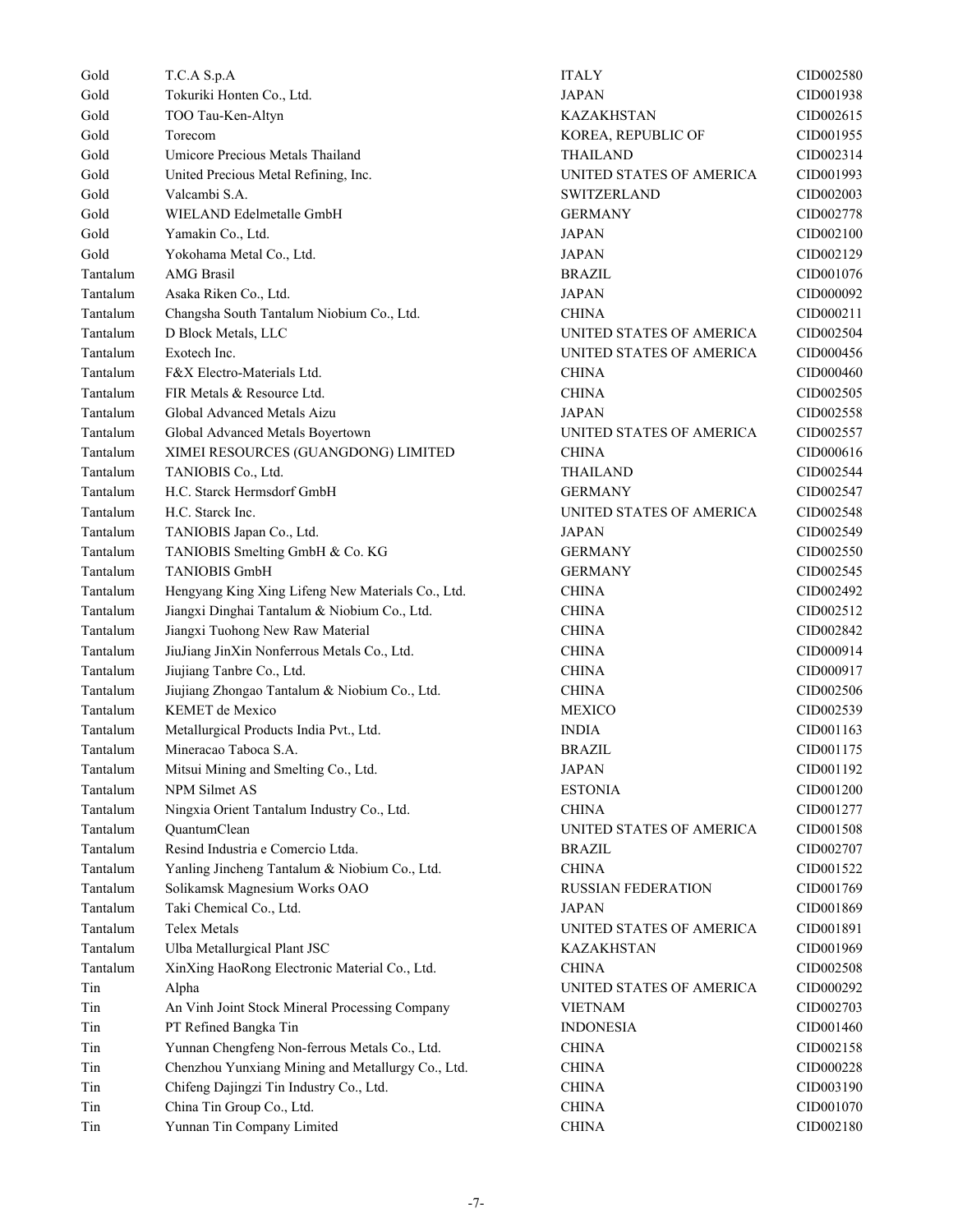| | | | |
|---|---|---|---|
| Gold | T.C.A S.p.A | ITALY | CID002580 |
| Gold | Tokuriki Honten Co., Ltd. | JAPAN | CID001938 |
| Gold | TOO Tau-Ken-Altyn | KAZAKHSTAN | CID002615 |
| Gold | Torecom | KOREA, REPUBLIC OF | CID001955 |
| Gold | Umicore Precious Metals Thailand | THAILAND | CID002314 |
| Gold | United Precious Metal Refining, Inc. | UNITED STATES OF AMERICA | CID001993 |
| Gold | Valcambi S.A. | SWITZERLAND | CID002003 |
| Gold | WIELAND Edelmetalle GmbH | GERMANY | CID002778 |
| Gold | Yamakin Co., Ltd. | JAPAN | CID002100 |
| Gold | Yokohama Metal Co., Ltd. | JAPAN | CID002129 |
| Tantalum | AMG Brasil | BRAZIL | CID001076 |
| Tantalum | Asaka Riken Co., Ltd. | JAPAN | CID000092 |
| Tantalum | Changsha South Tantalum Niobium Co., Ltd. | CHINA | CID000211 |
| Tantalum | D Block Metals, LLC | UNITED STATES OF AMERICA | CID002504 |
| Tantalum | Exotech Inc. | UNITED STATES OF AMERICA | CID000456 |
| Tantalum | F&X Electro-Materials Ltd. | CHINA | CID000460 |
| Tantalum | FIR Metals & Resource Ltd. | CHINA | CID002505 |
| Tantalum | Global Advanced Metals Aizu | JAPAN | CID002558 |
| Tantalum | Global Advanced Metals Boyertown | UNITED STATES OF AMERICA | CID002557 |
| Tantalum | XIMEI RESOURCES (GUANGDONG) LIMITED | CHINA | CID000616 |
| Tantalum | TANIOBIS Co., Ltd. | THAILAND | CID002544 |
| Tantalum | H.C. Starck Hermsdorf GmbH | GERMANY | CID002547 |
| Tantalum | H.C. Starck Inc. | UNITED STATES OF AMERICA | CID002548 |
| Tantalum | TANIOBIS Japan Co., Ltd. | JAPAN | CID002549 |
| Tantalum | TANIOBIS Smelting GmbH & Co. KG | GERMANY | CID002550 |
| Tantalum | TANIOBIS GmbH | GERMANY | CID002545 |
| Tantalum | Hengyang King Xing Lifeng New Materials Co., Ltd. | CHINA | CID002492 |
| Tantalum | Jiangxi Dinghai Tantalum & Niobium Co., Ltd. | CHINA | CID002512 |
| Tantalum | Jiangxi Tuohong New Raw Material | CHINA | CID002842 |
| Tantalum | JiuJiang JinXin Nonferrous Metals Co., Ltd. | CHINA | CID000914 |
| Tantalum | Jiujiang Tanbre Co., Ltd. | CHINA | CID000917 |
| Tantalum | Jiujiang Zhongao Tantalum & Niobium Co., Ltd. | CHINA | CID002506 |
| Tantalum | KEMET de Mexico | MEXICO | CID002539 |
| Tantalum | Metallurgical Products India Pvt., Ltd. | INDIA | CID001163 |
| Tantalum | Mineracao Taboca S.A. | BRAZIL | CID001175 |
| Tantalum | Mitsui Mining and Smelting Co., Ltd. | JAPAN | CID001192 |
| Tantalum | NPM Silmet AS | ESTONIA | CID001200 |
| Tantalum | Ningxia Orient Tantalum Industry Co., Ltd. | CHINA | CID001277 |
| Tantalum | QuantumClean | UNITED STATES OF AMERICA | CID001508 |
| Tantalum | Resind Industria e Comercio Ltda. | BRAZIL | CID002707 |
| Tantalum | Yanling Jincheng Tantalum & Niobium Co., Ltd. | CHINA | CID001522 |
| Tantalum | Solikamsk Magnesium Works OAO | RUSSIAN FEDERATION | CID001769 |
| Tantalum | Taki Chemical Co., Ltd. | JAPAN | CID001869 |
| Tantalum | Telex Metals | UNITED STATES OF AMERICA | CID001891 |
| Tantalum | Ulba Metallurgical Plant JSC | KAZAKHSTAN | CID001969 |
| Tantalum | XinXing HaoRong Electronic Material Co., Ltd. | CHINA | CID002508 |
| Tin | Alpha | UNITED STATES OF AMERICA | CID000292 |
| Tin | An Vinh Joint Stock Mineral Processing Company | VIETNAM | CID002703 |
| Tin | PT Refined Bangka Tin | INDONESIA | CID001460 |
| Tin | Yunnan Chengfeng Non-ferrous Metals Co., Ltd. | CHINA | CID002158 |
| Tin | Chenzhou Yunxiang Mining and Metallurgy Co., Ltd. | CHINA | CID000228 |
| Tin | Chifeng Dajingzi Tin Industry Co., Ltd. | CHINA | CID003190 |
| Tin | China Tin Group Co., Ltd. | CHINA | CID001070 |
| Tin | Yunnan Tin Company Limited | CHINA | CID002180 |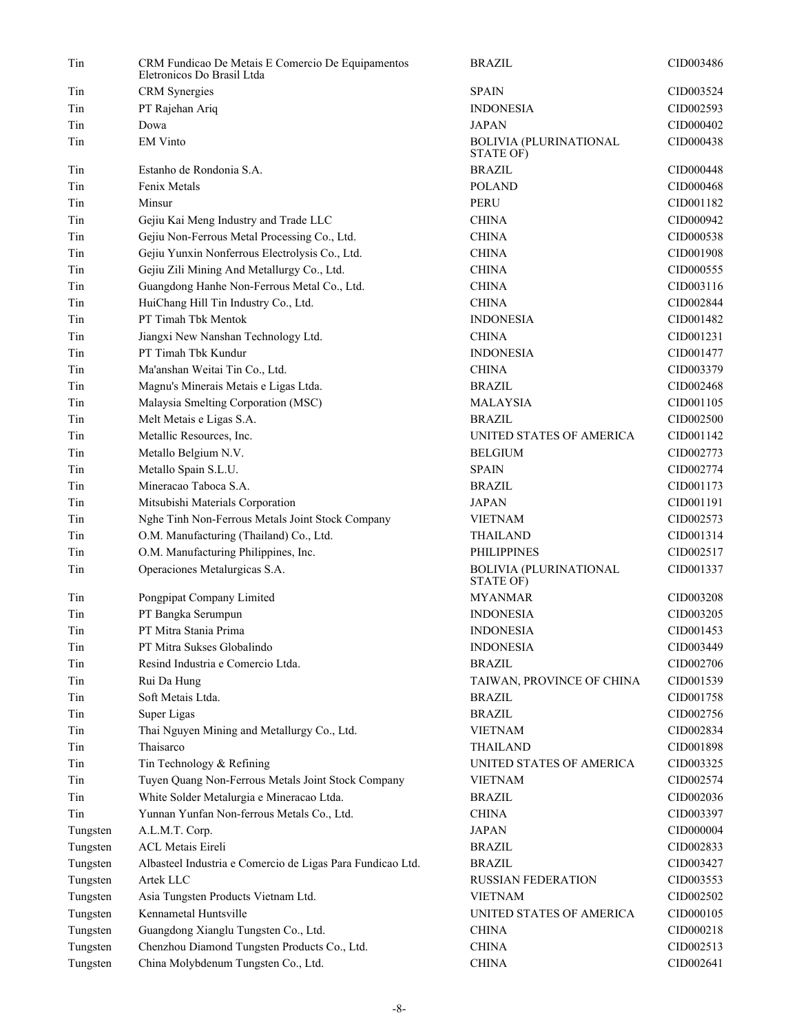| Tin | CRM Fundicao De Metais E Comercio De Equipamentos Eletronicos Do Brasil Ltda | BRAZIL | CID003486 |
|---|---|---|---|
| Tin | CRM Synergies | SPAIN | CID003524 |
| Tin | PT Rajehan Ariq | INDONESIA | CID002593 |
| Tin | Dowa | JAPAN | CID000402 |
| Tin | EM Vinto | BOLIVIA (PLURINATIONAL STATE OF) | CID000438 |
| Tin | Estanho de Rondonia S.A. | BRAZIL | CID000448 |
| Tin | Fenix Metals | POLAND | CID000468 |
| Tin | Minsur | PERU | CID001182 |
| Tin | Gejiu Kai Meng Industry and Trade LLC | CHINA | CID000942 |
| Tin | Gejiu Non-Ferrous Metal Processing Co., Ltd. | CHINA | CID000538 |
| Tin | Gejiu Yunxin Nonferrous Electrolysis Co., Ltd. | CHINA | CID001908 |
| Tin | Gejiu Zili Mining And Metallurgy Co., Ltd. | CHINA | CID000555 |
| Tin | Guangdong Hanhe Non-Ferrous Metal Co., Ltd. | CHINA | CID003116 |
| Tin | HuiChang Hill Tin Industry Co., Ltd. | CHINA | CID002844 |
| Tin | PT Timah Tbk Mentok | INDONESIA | CID001482 |
| Tin | Jiangxi New Nanshan Technology Ltd. | CHINA | CID001231 |
| Tin | PT Timah Tbk Kundur | INDONESIA | CID001477 |
| Tin | Ma'anshan Weitai Tin Co., Ltd. | CHINA | CID003379 |
| Tin | Magnu's Minerais Metais e Ligas Ltda. | BRAZIL | CID002468 |
| Tin | Malaysia Smelting Corporation (MSC) | MALAYSIA | CID001105 |
| Tin | Melt Metais e Ligas S.A. | BRAZIL | CID002500 |
| Tin | Metallic Resources, Inc. | UNITED STATES OF AMERICA | CID001142 |
| Tin | Metallo Belgium N.V. | BELGIUM | CID002773 |
| Tin | Metallo Spain S.L.U. | SPAIN | CID002774 |
| Tin | Mineracao Taboca S.A. | BRAZIL | CID001173 |
| Tin | Mitsubishi Materials Corporation | JAPAN | CID001191 |
| Tin | Nghe Tinh Non-Ferrous Metals Joint Stock Company | VIETNAM | CID002573 |
| Tin | O.M. Manufacturing (Thailand) Co., Ltd. | THAILAND | CID001314 |
| Tin | O.M. Manufacturing Philippines, Inc. | PHILIPPINES | CID002517 |
| Tin | Operaciones Metalurgicas S.A. | BOLIVIA (PLURINATIONAL STATE OF) | CID001337 |
| Tin | Pongpipat Company Limited | MYANMAR | CID003208 |
| Tin | PT Bangka Serumpun | INDONESIA | CID003205 |
| Tin | PT Mitra Stania Prima | INDONESIA | CID001453 |
| Tin | PT Mitra Sukses Globalindo | INDONESIA | CID003449 |
| Tin | Resind Industria e Comercio Ltda. | BRAZIL | CID002706 |
| Tin | Rui Da Hung | TAIWAN, PROVINCE OF CHINA | CID001539 |
| Tin | Soft Metais Ltda. | BRAZIL | CID001758 |
| Tin | Super Ligas | BRAZIL | CID002756 |
| Tin | Thai Nguyen Mining and Metallurgy Co., Ltd. | VIETNAM | CID002834 |
| Tin | Thaisarco | THAILAND | CID001898 |
| Tin | Tin Technology & Refining | UNITED STATES OF AMERICA | CID003325 |
| Tin | Tuyen Quang Non-Ferrous Metals Joint Stock Company | VIETNAM | CID002574 |
| Tin | White Solder Metalurgia e Mineracao Ltda. | BRAZIL | CID002036 |
| Tin | Yunnan Yunfan Non-ferrous Metals Co., Ltd. | CHINA | CID003397 |
| Tungsten | A.L.M.T. Corp. | JAPAN | CID000004 |
| Tungsten | ACL Metais Eireli | BRAZIL | CID002833 |
| Tungsten | Albasteel Industria e Comercio de Ligas Para Fundicao Ltd. | BRAZIL | CID003427 |
| Tungsten | Artek LLC | RUSSIAN FEDERATION | CID003553 |
| Tungsten | Asia Tungsten Products Vietnam Ltd. | VIETNAM | CID002502 |
| Tungsten | Kennametal Huntsville | UNITED STATES OF AMERICA | CID000105 |
| Tungsten | Guangdong Xianglu Tungsten Co., Ltd. | CHINA | CID000218 |
| Tungsten | Chenzhou Diamond Tungsten Products Co., Ltd. | CHINA | CID002513 |
| Tungsten | China Molybdenum Tungsten Co., Ltd. | CHINA | CID002641 |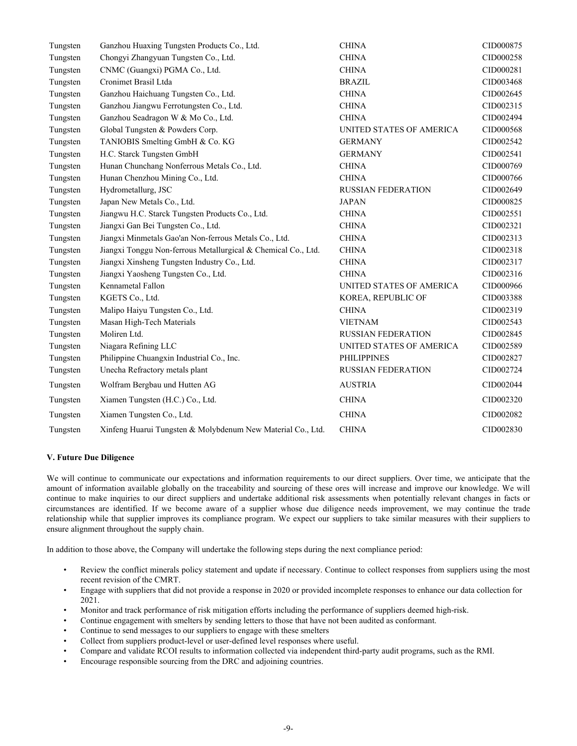| Tungsten | Ganzhou Huaxing Tungsten Products Co., Ltd. | CHINA | CID000875 |
|---|---|---|---|
| Tungsten | Chongyi Zhangyuan Tungsten Co., Ltd. | CHINA | CID000258 |
| Tungsten | CNMC (Guangxi) PGMA Co., Ltd. | CHINA | CID000281 |
| Tungsten | Cronimet Brasil Ltda | BRAZIL | CID003468 |
| Tungsten | Ganzhou Haichuang Tungsten Co., Ltd. | CHINA | CID002645 |
| Tungsten | Ganzhou Jiangwu Ferrotungsten Co., Ltd. | CHINA | CID002315 |
| Tungsten | Ganzhou Seadragon W & Mo Co., Ltd. | CHINA | CID002494 |
| Tungsten | Global Tungsten & Powders Corp. | UNITED STATES OF AMERICA | CID000568 |
| Tungsten | TANIOBIS Smelting GmbH & Co. KG | GERMANY | CID002542 |
| Tungsten | H.C. Starck Tungsten GmbH | GERMANY | CID002541 |
| Tungsten | Hunan Chunchang Nonferrous Metals Co., Ltd. | CHINA | CID000769 |
| Tungsten | Hunan Chenzhou Mining Co., Ltd. | CHINA | CID000766 |
| Tungsten | Hydrometallurg, JSC | RUSSIAN FEDERATION | CID002649 |
| Tungsten | Japan New Metals Co., Ltd. | JAPAN | CID000825 |
| Tungsten | Jiangwu H.C. Starck Tungsten Products Co., Ltd. | CHINA | CID002551 |
| Tungsten | Jiangxi Gan Bei Tungsten Co., Ltd. | CHINA | CID002321 |
| Tungsten | Jiangxi Minmetals Gao'an Non-ferrous Metals Co., Ltd. | CHINA | CID002313 |
| Tungsten | Jiangxi Tonggu Non-ferrous Metallurgical & Chemical Co., Ltd. | CHINA | CID002318 |
| Tungsten | Jiangxi Xinsheng Tungsten Industry Co., Ltd. | CHINA | CID002317 |
| Tungsten | Jiangxi Yaosheng Tungsten Co., Ltd. | CHINA | CID002316 |
| Tungsten | Kennametal Fallon | UNITED STATES OF AMERICA | CID000966 |
| Tungsten | KGETS Co., Ltd. | KOREA, REPUBLIC OF | CID003388 |
| Tungsten | Malipo Haiyu Tungsten Co., Ltd. | CHINA | CID002319 |
| Tungsten | Masan High-Tech Materials | VIETNAM | CID002543 |
| Tungsten | Moliren Ltd. | RUSSIAN FEDERATION | CID002845 |
| Tungsten | Niagara Refining LLC | UNITED STATES OF AMERICA | CID002589 |
| Tungsten | Philippine Chuangxin Industrial Co., Inc. | PHILIPPINES | CID002827 |
| Tungsten | Unecha Refractory metals plant | RUSSIAN FEDERATION | CID002724 |
| Tungsten | Wolfram Bergbau und Hutten AG | AUSTRIA | CID002044 |
| Tungsten | Xiamen Tungsten (H.C.) Co., Ltd. | CHINA | CID002320 |
| Tungsten | Xiamen Tungsten Co., Ltd. | CHINA | CID002082 |
| Tungsten | Xinfeng Huarui Tungsten & Molybdenum New Material Co., Ltd. | CHINA | CID002830 |

**V. Future Due Diligence**

We will continue to communicate our expectations and information requirements to our direct suppliers. Over time, we anticipate that the amount of information available globally on the traceability and sourcing of these ores will increase and improve our knowledge. We will continue to make inquiries to our direct suppliers and undertake additional risk assessments when potentially relevant changes in facts or circumstances are identified. If we become aware of a supplier whose due diligence needs improvement, we may continue the trade relationship while that supplier improves its compliance program. We expect our suppliers to take similar measures with their suppliers to ensure alignment throughout the supply chain.

In addition to those above, the Company will undertake the following steps during the next compliance period:

- Review the conflict minerals policy statement and update if necessary. Continue to collect responses from suppliers using the most recent revision of the CMRT.
- Engage with suppliers that did not provide a response in 2020 or provided incomplete responses to enhance our data collection for 2021.
- Monitor and track performance of risk mitigation efforts including the performance of suppliers deemed high-risk.
- Continue engagement with smelters by sending letters to those that have not been audited as conformant.
- Continue to send messages to our suppliers to engage with these smelters
- Collect from suppliers product-level or user-defined level responses where useful.
- Compare and validate RCOI results to information collected via independent third-party audit programs, such as the RMI.
- Encourage responsible sourcing from the DRC and adjoining countries.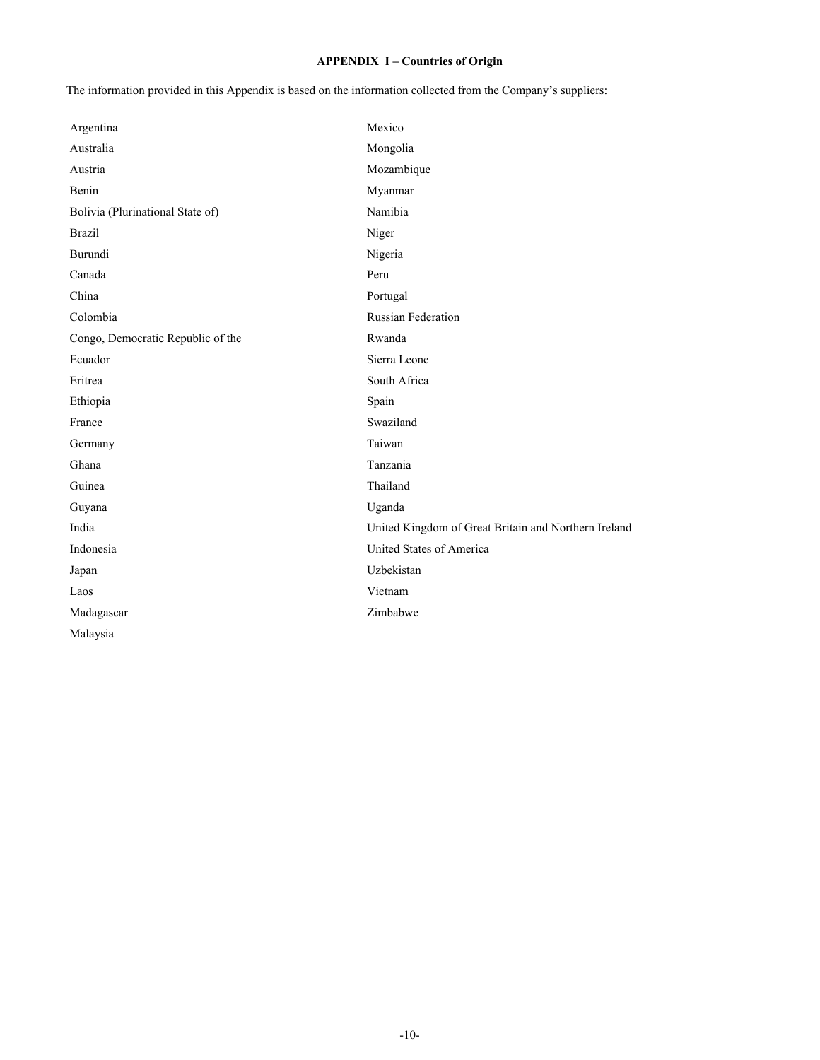**APPENDIX I – Countries of Origin**

The information provided in this Appendix is based on the information collected from the Company's suppliers:

Argentina
Australia
Austria
Benin
Bolivia (Plurinational State of)
Brazil
Burundi
Canada
China
Colombia
Congo, Democratic Republic of the
Ecuador
Eritrea
Ethiopia
France
Germany
Ghana
Guinea
Guyana
India
Indonesia
Japan
Laos
Madagascar
Malaysia
Mexico
Mongolia
Mozambique
Myanmar
Namibia
Niger
Nigeria
Peru
Portugal
Russian Federation
Rwanda
Sierra Leone
South Africa
Spain
Swaziland
Taiwan
Tanzania
Thailand
Uganda
United Kingdom of Great Britain and Northern Ireland
United States of America
Uzbekistan
Vietnam
Zimbabwe